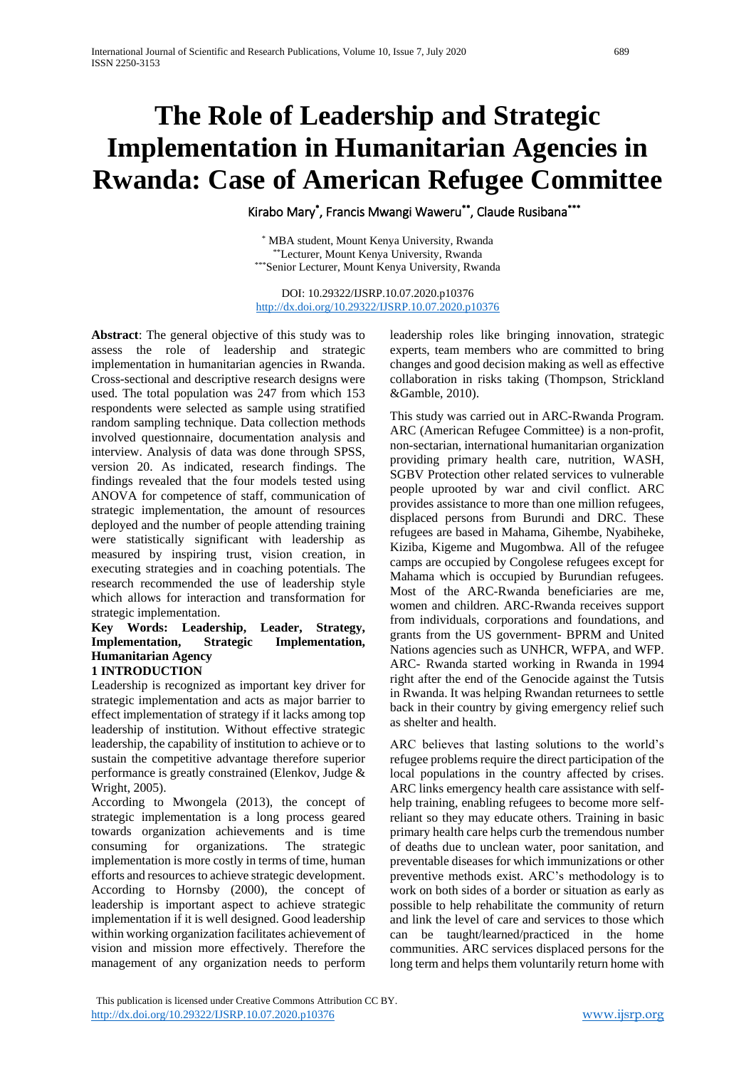# The Role of Leadership and Strategic Implementation in Humanitarian Agencies in Rwanda: Case of American Refugee Committee

Kirabo Mary[*], Francis Mwangi Waweru[**], Claude Rusibana[***]

[*] MBA student, Mount Kenya University, Rwanda
[**]Lecturer, Mount Kenya University, Rwanda
[***]Senior Lecturer, Mount Kenya University, Rwanda

DOI: 10.29322/IJSRP.10.07.2020.p10376
http://dx.doi.org/10.29322/IJSRP.10.07.2020.p10376

**Abstract**: The general objective of this study was to assess the role of leadership and strategic implementation in humanitarian agencies in Rwanda. Cross-sectional and descriptive research designs were used. The total population was 247 from which 153 respondents were selected as sample using stratified random sampling technique. Data collection methods involved questionnaire, documentation analysis and interview. Analysis of data was done through SPSS, version 20. As indicated, research findings. The findings revealed that the four models tested using ANOVA for competence of staff, communication of strategic implementation, the amount of resources deployed and the number of people attending training were statistically significant with leadership as measured by inspiring trust, vision creation, in executing strategies and in coaching potentials. The research recommended the use of leadership style which allows for interaction and transformation for strategic implementation.

**Key Words: Leadership, Leader, Strategy, Implementation, Strategic Implementation, Humanitarian Agency**

## 1 INTRODUCTION

Leadership is recognized as important key driver for strategic implementation and acts as major barrier to effect implementation of strategy if it lacks among top leadership of institution. Without effective strategic leadership, the capability of institution to achieve or to sustain the competitive advantage therefore superior performance is greatly constrained (Elenkov, Judge & Wright, 2005).

According to Mwongela (2013), the concept of strategic implementation is a long process geared towards organization achievements and is time consuming for organizations. The strategic implementation is more costly in terms of time, human efforts and resources to achieve strategic development. According to Hornsby (2000), the concept of leadership is important aspect to achieve strategic implementation if it is well designed. Good leadership within working organization facilitates achievement of vision and mission more effectively. Therefore the management of any organization needs to perform leadership roles like bringing innovation, strategic experts, team members who are committed to bring changes and good decision making as well as effective collaboration in risks taking (Thompson, Strickland &Gamble, 2010).

This study was carried out in ARC-Rwanda Program. ARC (American Refugee Committee) is a non-profit, non-sectarian, international humanitarian organization providing primary health care, nutrition, WASH, SGBV Protection other related services to vulnerable people uprooted by war and civil conflict. ARC provides assistance to more than one million refugees, displaced persons from Burundi and DRC. These refugees are based in Mahama, Gihembe, Nyabiheke, Kiziba, Kigeme and Mugombwa. All of the refugee camps are occupied by Congolese refugees except for Mahama which is occupied by Burundian refugees. Most of the ARC-Rwanda beneficiaries are me, women and children. ARC-Rwanda receives support from individuals, corporations and foundations, and grants from the US government- BPRM and United Nations agencies such as UNHCR, WFPA, and WFP. ARC- Rwanda started working in Rwanda in 1994 right after the end of the Genocide against the Tutsis in Rwanda. It was helping Rwandan returnees to settle back in their country by giving emergency relief such as shelter and health.

ARC believes that lasting solutions to the world's refugee problems require the direct participation of the local populations in the country affected by crises. ARC links emergency health care assistance with self-help training, enabling refugees to become more self-reliant so they may educate others. Training in basic primary health care helps curb the tremendous number of deaths due to unclean water, poor sanitation, and preventable diseases for which immunizations or other preventive methods exist. ARC's methodology is to work on both sides of a border or situation as early as possible to help rehabilitate the community of return and link the level of care and services to those which can be taught/learned/practiced in the home communities. ARC services displaced persons for the long term and helps them voluntarily return home with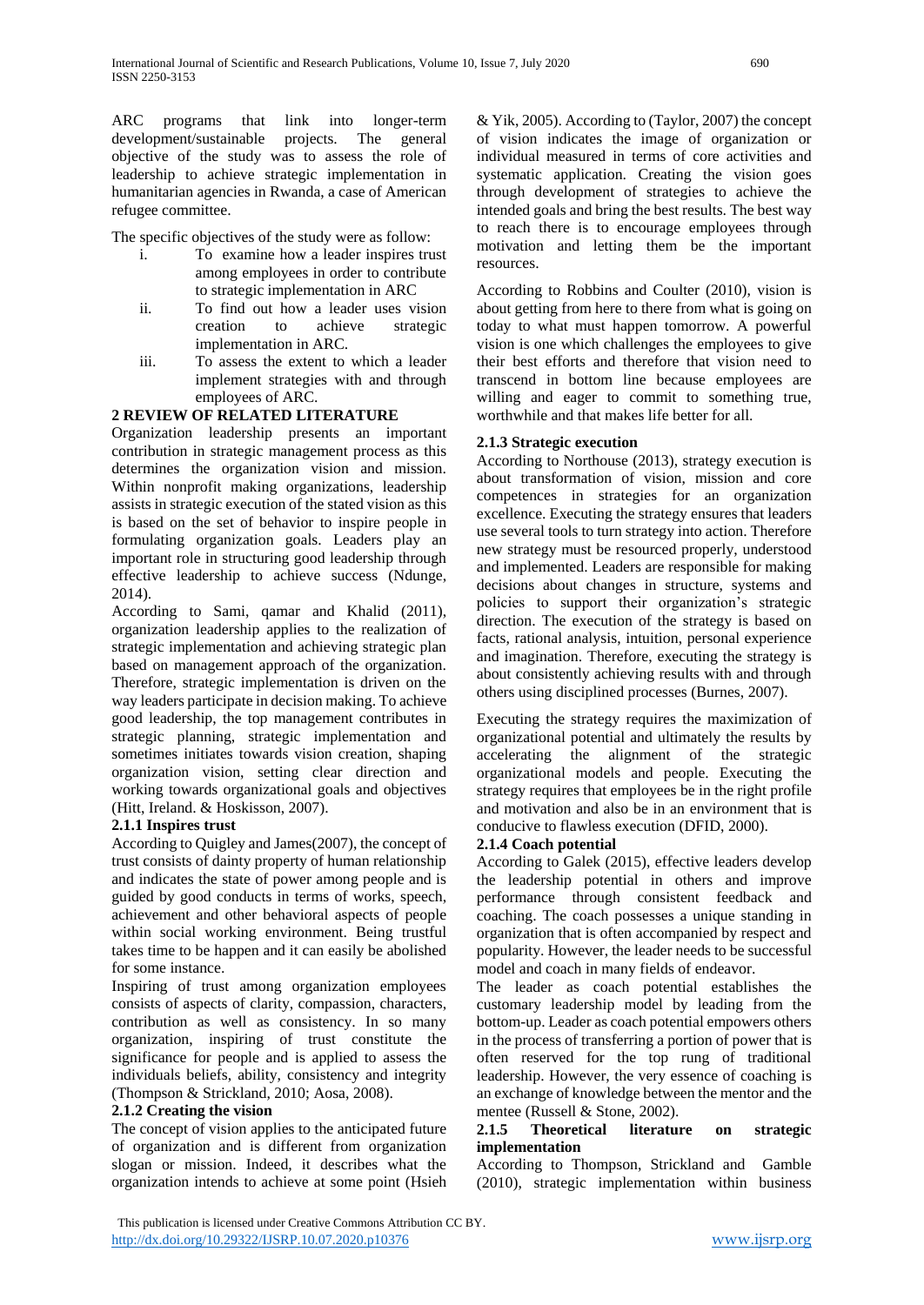ARC programs that link into longer-term development/sustainable projects. The general objective of the study was to assess the role of leadership to achieve strategic implementation in humanitarian agencies in Rwanda, a case of American refugee committee.

The specific objectives of the study were as follow:

i. To examine how a leader inspires trust among employees in order to contribute to strategic implementation in ARC
ii. To find out how a leader uses vision creation to achieve strategic implementation in ARC.
iii. To assess the extent to which a leader implement strategies with and through employees of ARC.

## 2 REVIEW OF RELATED LITERATURE

Organization leadership presents an important contribution in strategic management process as this determines the organization vision and mission. Within nonprofit making organizations, leadership assists in strategic execution of the stated vision as this is based on the set of behavior to inspire people in formulating organization goals. Leaders play an important role in structuring good leadership through effective leadership to achieve success (Ndunge, 2014).

According to Sami, qamar and Khalid (2011), organization leadership applies to the realization of strategic implementation and achieving strategic plan based on management approach of the organization. Therefore, strategic implementation is driven on the way leaders participate in decision making. To achieve good leadership, the top management contributes in strategic planning, strategic implementation and sometimes initiates towards vision creation, shaping organization vision, setting clear direction and working towards organizational goals and objectives (Hitt, Ireland. & Hoskisson, 2007).

### 2.1.1 Inspires trust

According to Quigley and James(2007), the concept of trust consists of dainty property of human relationship and indicates the state of power among people and is guided by good conducts in terms of works, speech, achievement and other behavioral aspects of people within social working environment. Being trustful takes time to be happen and it can easily be abolished for some instance.

Inspiring of trust among organization employees consists of aspects of clarity, compassion, characters, contribution as well as consistency. In so many organization, inspiring of trust constitute the significance for people and is applied to assess the individuals beliefs, ability, consistency and integrity (Thompson & Strickland, 2010; Aosa, 2008).

### 2.1.2 Creating the vision

The concept of vision applies to the anticipated future of organization and is different from organization slogan or mission. Indeed, it describes what the organization intends to achieve at some point (Hsieh & Yik, 2005). According to (Taylor, 2007) the concept of vision indicates the image of organization or individual measured in terms of core activities and systematic application. Creating the vision goes through development of strategies to achieve the intended goals and bring the best results. The best way to reach there is to encourage employees through motivation and letting them be the important resources.

According to Robbins and Coulter (2010), vision is about getting from here to there from what is going on today to what must happen tomorrow. A powerful vision is one which challenges the employees to give their best efforts and therefore that vision need to transcend in bottom line because employees are willing and eager to commit to something true, worthwhile and that makes life better for all.

### 2.1.3 Strategic execution

According to Northouse (2013), strategy execution is about transformation of vision, mission and core competences in strategies for an organization excellence. Executing the strategy ensures that leaders use several tools to turn strategy into action. Therefore new strategy must be resourced properly, understood and implemented. Leaders are responsible for making decisions about changes in structure, systems and policies to support their organization's strategic direction. The execution of the strategy is based on facts, rational analysis, intuition, personal experience and imagination. Therefore, executing the strategy is about consistently achieving results with and through others using disciplined processes (Burnes, 2007).

Executing the strategy requires the maximization of organizational potential and ultimately the results by accelerating the alignment of the strategic organizational models and people. Executing the strategy requires that employees be in the right profile and motivation and also be in an environment that is conducive to flawless execution (DFID, 2000).

### 2.1.4 Coach potential

According to Galek (2015), effective leaders develop the leadership potential in others and improve performance through consistent feedback and coaching. The coach possesses a unique standing in organization that is often accompanied by respect and popularity. However, the leader needs to be successful model and coach in many fields of endeavor.

The leader as coach potential establishes the customary leadership model by leading from the bottom-up. Leader as coach potential empowers others in the process of transferring a portion of power that is often reserved for the top rung of traditional leadership. However, the very essence of coaching is an exchange of knowledge between the mentor and the mentee (Russell & Stone, 2002).

### 2.1.5 Theoretical literature on strategic implementation

According to Thompson, Strickland and Gamble (2010), strategic implementation within business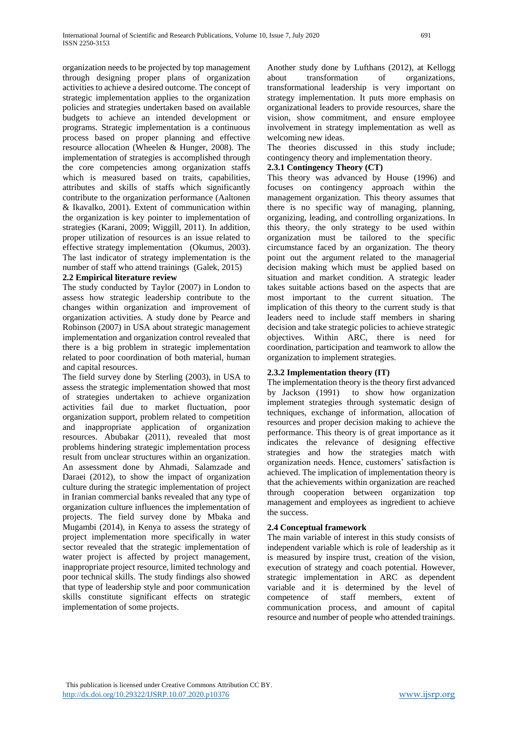organization needs to be projected by top management through designing proper plans of organization activities to achieve a desired outcome. The concept of strategic implementation applies to the organization policies and strategies undertaken based on available budgets to achieve an intended development or programs. Strategic implementation is a continuous process based on proper planning and effective resource allocation (Wheelen & Hunger, 2008). The implementation of strategies is accomplished through the core competencies among organization staffs which is measured based on traits, capabilities, attributes and skills of staffs which significantly contribute to the organization performance (Aaltonen & Ikavalko, 2001). Extent of communication within the organization is key pointer to implementation of strategies (Karani, 2009; Wiggill, 2011). In addition, proper utilization of resources is an issue related to effective strategy implementation (Okumus, 2003). The last indicator of strategy implementation is the number of staff who attend trainings (Galek, 2015)

### 2.2 Empirical literature review

The study conducted by Taylor (2007) in London to assess how strategic leadership contribute to the changes within organization and improvement of organization activities. A study done by Pearce and Robinson (2007) in USA about strategic management implementation and organization control revealed that there is a big problem in strategic implementation related to poor coordination of both material, human and capital resources.

The field survey done by Sterling (2003), in USA to assess the strategic implementation showed that most of strategies undertaken to achieve organization activities fail due to market fluctuation, poor organization support, problem related to competition and inappropriate application of organization resources. Abubakar (2011), revealed that most problems hindering strategic implementation process result from unclear structures within an organization. An assessment done by Ahmadi, Salamzade and Daraei (2012), to show the impact of organization culture during the strategic implementation of project in Iranian commercial banks revealed that any type of organization culture influences the implementation of projects. The field survey done by Mbaka and Mugambi (2014), in Kenya to assess the strategy of project implementation more specifically in water sector revealed that the strategic implementation of water project is affected by project management, inappropriate project resource, limited technology and poor technical skills. The study findings also showed that type of leadership style and poor communication skills constitute significant effects on strategic implementation of some projects.

Another study done by Lufthans (2012), at Kellogg about transformation of organizations, transformational leadership is very important on strategy implementation. It puts more emphasis on organizational leaders to provide resources, share the vision, show commitment, and ensure employee involvement in strategy implementation as well as welcoming new ideas.

The theories discussed in this study include; contingency theory and implementation theory.

#### 2.3.1 Contingency Theory (CT)

This theory was advanced by House (1996) and focuses on contingency approach within the management organization. This theory assumes that there is no specific way of managing, planning, organizing, leading, and controlling organizations. In this theory, the only strategy to be used within organization must be tailored to the specific circumstance faced by an organization. The theory point out the argument related to the managerial decision making which must be applied based on situation and market condition. A strategic leader takes suitable actions based on the aspects that are most important to the current situation. The implication of this theory to the current study is that leaders need to include staff members in sharing decision and take strategic policies to achieve strategic objectives. Within ARC, there is need for coordination, participation and teamwork to allow the organization to implement strategies.

#### 2.3.2 Implementation theory (IT)

The implementation theory is the theory first advanced by Jackson (1991) to show how organization implement strategies through systematic design of techniques, exchange of information, allocation of resources and proper decision making to achieve the performance. This theory is of great importance as it indicates the relevance of designing effective strategies and how the strategies match with organization needs. Hence, customers' satisfaction is achieved. The implication of implementation theory is that the achievements within organization are reached through cooperation between organization top management and employees as ingredient to achieve the success.

### 2.4 Conceptual framework

The main variable of interest in this study consists of independent variable which is role of leadership as it is measured by inspire trust, creation of the vision, execution of strategy and coach potential. However, strategic implementation in ARC as dependent variable and it is determined by the level of competence of staff members, extent of communication process, and amount of capital resource and number of people who attended trainings.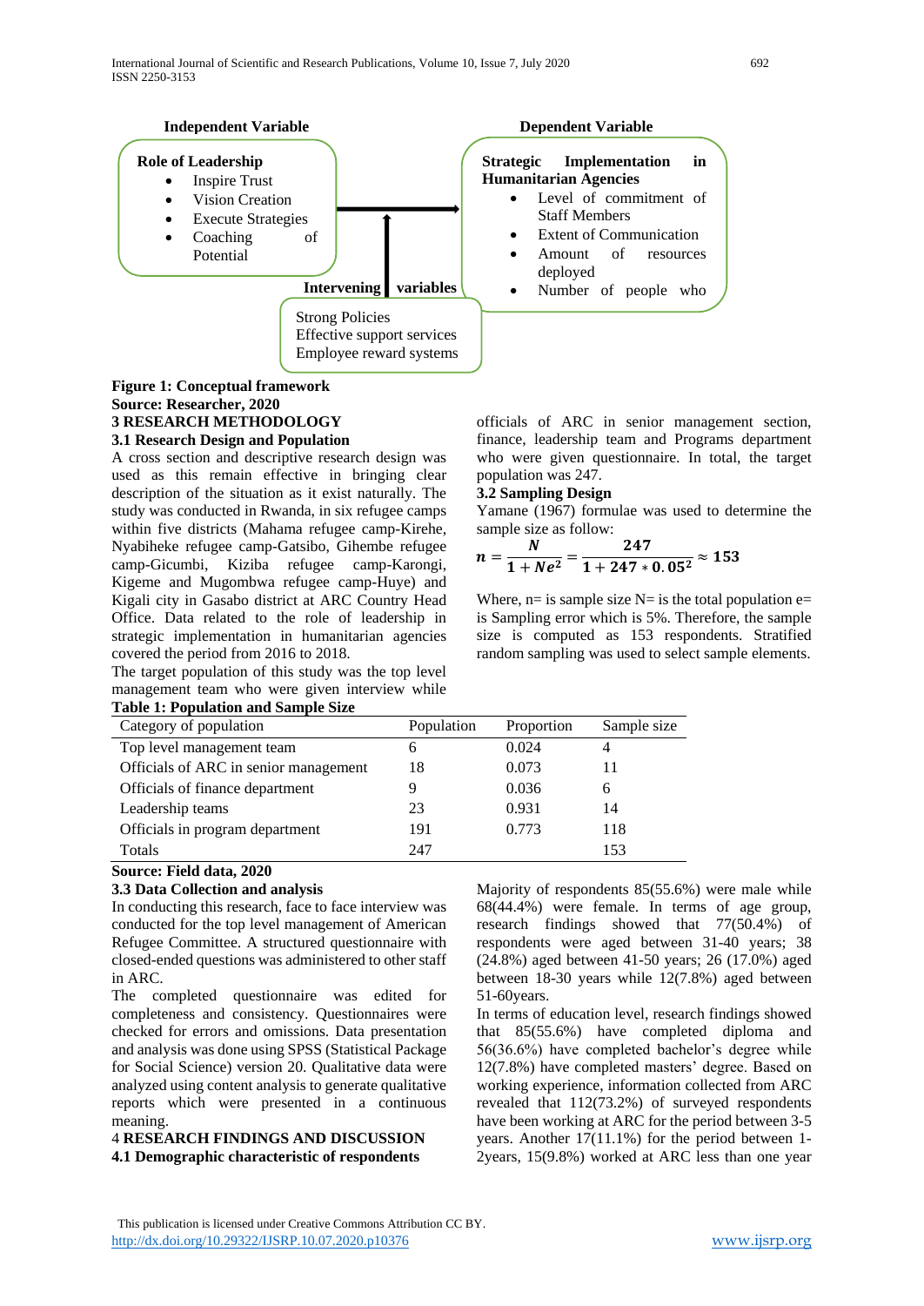**Independent Variable**

**Role of Leadership**
- Inspire Trust
- Vision Creation
- Execute Strategies
- Coaching of Potential

**Dependent Variable**

**Strategic Implementation in Humanitarian Agencies**
- Level of commitment of Staff Members
- Extent of Communication
- Amount of resources deployed
- Number of people who

**Intervening variables**

Strong Policies
Effective support services
Employee reward systems

**Figure 1: Conceptual framework**
**Source: Researcher, 2020**

# 3 RESEARCH METHODOLOGY

## 3.1 Research Design and Population

A cross section and descriptive research design was used as this remain effective in bringing clear description of the situation as it exist naturally. The study was conducted in Rwanda, in six refugee camps within five districts (Mahama refugee camp-Kirehe, Nyabiheke refugee camp-Gatsibo, Gihembe refugee camp-Gicumbi, Kiziba refugee camp-Karongi, Kigeme and Mugombwa refugee camp-Huye) and Kigali city in Gasabo district at ARC Country Head Office. Data related to the role of leadership in strategic implementation in humanitarian agencies covered the period from 2016 to 2018.

The target population of this study was the top level management team who were given interview while officials of ARC in senior management section, finance, leadership team and Programs department who were given questionnaire. In total, the target population was 247.

## 3.2 Sampling Design

Yamane (1967) formulae was used to determine the sample size as follow:

$$n = \frac{N}{1+Ne^2} = \frac{247}{1+247*0.05^2} \approx 153$$

Where, n= is sample size N= is the total population e= is Sampling error which is 5%. Therefore, the sample size is computed as 153 respondents. Stratified random sampling was used to select sample elements.

**Table 1: Population and Sample Size**

| Category of population | Population | Proportion | Sample size |
|---|---|---|---|
| Top level management team | 6 | 0.024 | 4 |
| Officials of ARC in senior management | 18 | 0.073 | 11 |
| Officials of finance department | 9 | 0.036 | 6 |
| Leadership teams | 23 | 0.931 | 14 |
| Officials in program department | 191 | 0.773 | 118 |
| Totals | 247 | | 153 |

**Source: Field data, 2020**

## 3.3 Data Collection and analysis

In conducting this research, face to face interview was conducted for the top level management of American Refugee Committee. A structured questionnaire with closed-ended questions was administered to other staff in ARC.

The completed questionnaire was edited for completeness and consistency. Questionnaires were checked for errors and omissions. Data presentation and analysis was done using SPSS (Statistical Package for Social Science) version 20. Qualitative data were analyzed using content analysis to generate qualitative reports which were presented in a continuous meaning.

# 4 RESEARCH FINDINGS AND DISCUSSION

## 4.1 Demographic characteristic of respondents

Majority of respondents 85(55.6%) were male while 68(44.4%) were female. In terms of age group, research findings showed that 77(50.4%) of respondents were aged between 31-40 years; 38 (24.8%) aged between 41-50 years; 26 (17.0%) aged between 18-30 years while 12(7.8%) aged between 51-60years.

In terms of education level, research findings showed that 85(55.6%) have completed diploma and 56(36.6%) have completed bachelor's degree while 12(7.8%) have completed masters' degree. Based on working experience, information collected from ARC revealed that 112(73.2%) of surveyed respondents have been working at ARC for the period between 3-5 years. Another 17(11.1%) for the period between 1-2years, 15(9.8%) worked at ARC less than one year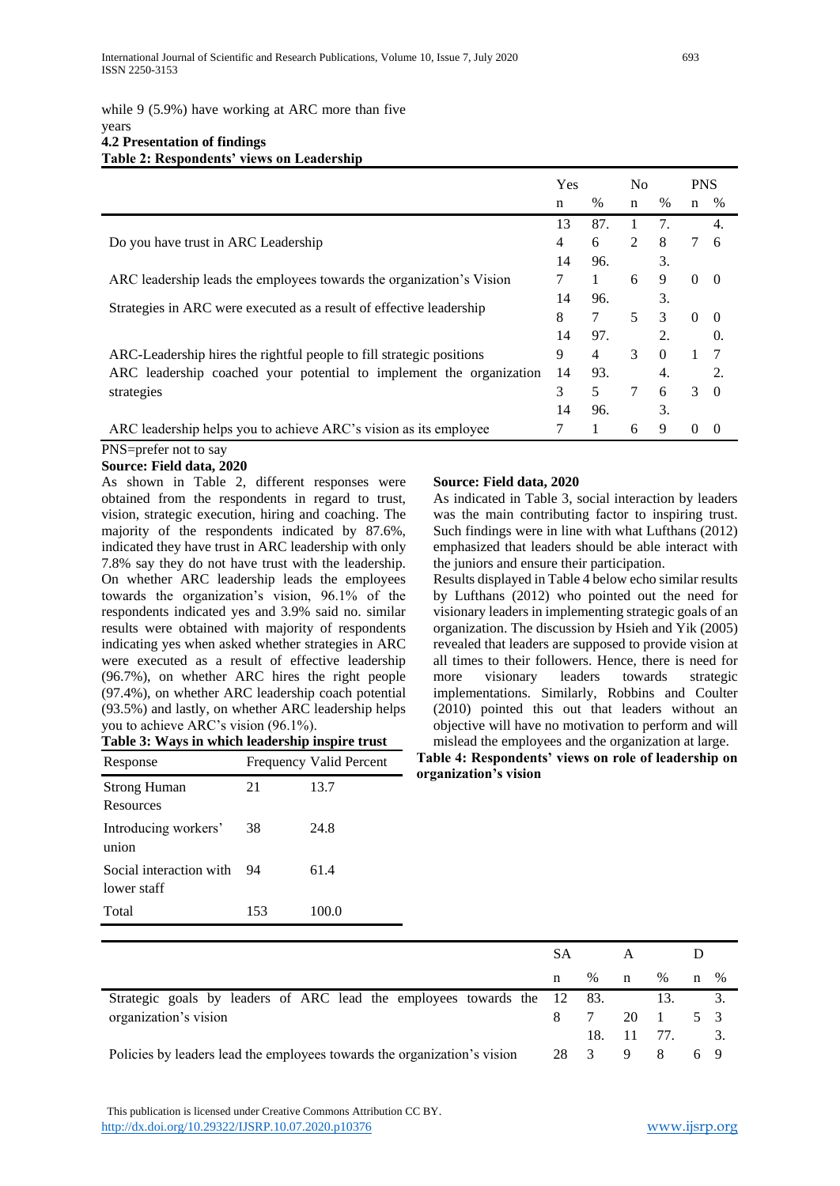while 9 (5.9%) have working at ARC more than five years

### 4.2 Presentation of findings

**Table 2: Respondents' views on Leadership**

| | Yes | | No | | PNS | |
|---|---|---|---|---|---|---|
| | n | % | n | % | n | % |
| Do you have trust in ARC Leadership | 134 | 87.6 | 12 | 7.8 | 7 | 4.6 |
| ARC leadership leads the employees towards the organization's Vision | 147 | 96.1 | 6 | 3.9 | 0 | 0 |
| Strategies in ARC were executed as a result of effective leadership | 148 | 96.7 | 5 | 3.3 | 0 | 0 |
| ARC-Leadership hires the rightful people to fill strategic positions | 149 | 97.4 | 3 | 2.0 | 1 | 0.7 |
| ARC leadership coached your potential to implement the organization strategies | 143 | 93.5 | 7 | 4.6 | 3 | 2.0 |
| ARC leadership helps you to achieve ARC's vision as its employee | 147 | 96.1 | 6 | 3.9 | 0 | 0 |

PNS=prefer not to say

**Source: Field data, 2020**

As shown in Table 2, different responses were obtained from the respondents in regard to trust, vision, strategic execution, hiring and coaching. The majority of the respondents indicated by 87.6%, indicated they have trust in ARC leadership with only 7.8% say they do not have trust with the leadership. On whether ARC leadership leads the employees towards the organization's vision, 96.1% of the respondents indicated yes and 3.9% said no. similar results were obtained with majority of respondents indicating yes when asked whether strategies in ARC were executed as a result of effective leadership (96.7%), on whether ARC hires the right people (97.4%), on whether ARC leadership coach potential (93.5%) and lastly, on whether ARC leadership helps you to achieve ARC's vision (96.1%).

**Table 3: Ways in which leadership inspire trust**

| Response | Frequency | Valid Percent |
|---|---|---|
| Strong Human Resources | 21 | 13.7 |
| Introducing workers' union | 38 | 24.8 |
| Social interaction with lower staff | 94 | 61.4 |
| Total | 153 | 100.0 |

**Source: Field data, 2020**

As indicated in Table 3, social interaction by leaders was the main contributing factor to inspiring trust. Such findings were in line with what Lufthans (2012) emphasized that leaders should be able interact with the juniors and ensure their participation.

Results displayed in Table 4 below echo similar results by Lufthans (2012) who pointed out the need for visionary leaders in implementing strategic goals of an organization. The discussion by Hsieh and Yik (2005) revealed that leaders are supposed to provide vision at all times to their followers. Hence, there is need for more visionary leaders towards strategic implementations. Similarly, Robbins and Coulter (2010) pointed this out that leaders without an objective will have no motivation to perform and will mislead the employees and the organization at large.

**Table 4: Respondents' views on role of leadership on organization's vision**

| | SA | | A | | D | |
|---|---|---|---|---|---|---|
| | n | % | n | % | n | % |
| Strategic goals by leaders of ARC lead the employees towards the organization's vision | 128 | 83.7 | 20 | 13.1 | 5 | 3.3 |
| Policies by leaders lead the employees towards the organization's vision | 28 | 18.3 | 119 | 77.8 | 6 | 3.9 |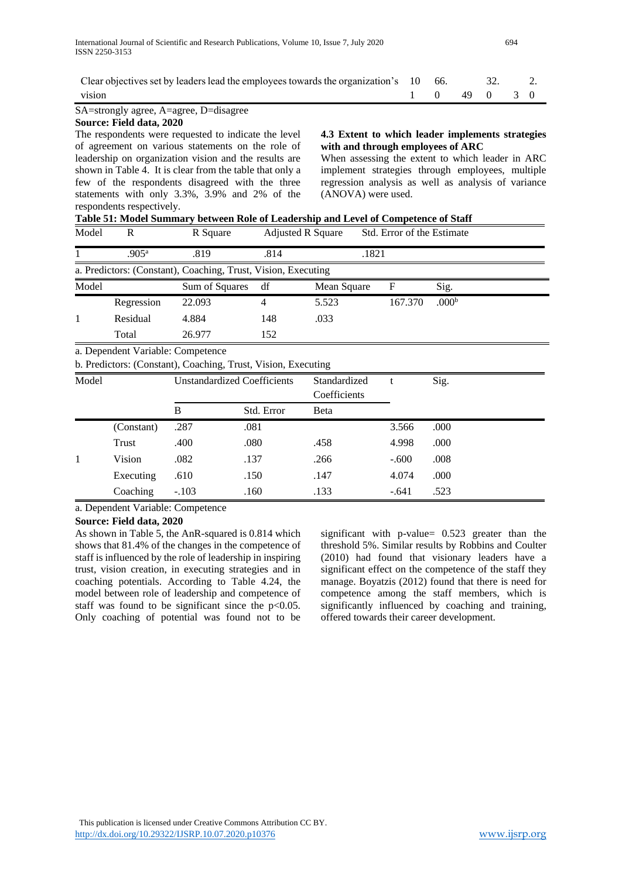| Clear objectives set by leaders lead the employees towards the organization's vision | 101 | 66.0 | 49 | 32.0 | 3 | 2.0 |
|---|---|---|---|---|---|---|

SA=strongly agree, A=agree, D=disagree

**Source: Field data, 2020**

The respondents were requested to indicate the level of agreement on various statements on the role of leadership on organization vision and the results are shown in Table 4. It is clear from the table that only a few of the respondents disagreed with the three statements with only 3.3%, 3.9% and 2% of the respondents respectively.

### 4.3 Extent to which leader implements strategies with and through employees of ARC

When assessing the extent to which leader in ARC implement strategies through employees, multiple regression analysis as well as analysis of variance (ANOVA) were used.

**Table 51: Model Summary between Role of Leadership and Level of Competence of Staff**

| Model | R | R Square | Adjusted R Square | Std. Error of the Estimate |
|---|---|---|---|---|
| 1 | .905[a] | .819 | .814 | .1821 |

a. Predictors: (Constant), Coaching, Trust, Vision, Executing

| Model | | Sum of Squares | df | Mean Square | F | Sig. |
|---|---|---|---|---|---|---|
| 1 | Regression | 22.093 | 4 | 5.523 | 167.370 | .000[b] |
| | Residual | 4.884 | 148 | .033 | | |
| | Total | 26.977 | 152 | | | |

a. Dependent Variable: Competence

b. Predictors: (Constant), Coaching, Trust, Vision, Executing

| Model | | Unstandardized Coefficients | | Standardized Coefficients | t | Sig. |
|---|---|---|---|---|---|---|
| | | B | Std. Error | Beta | | |
| 1 | (Constant) | .287 | .081 | | 3.566 | .000 |
| | Trust | .400 | .080 | .458 | 4.998 | .000 |
| | Vision | .082 | .137 | .266 | -.600 | .008 |
| | Executing | .610 | .150 | .147 | 4.074 | .000 |
| | Coaching | -.103 | .160 | .133 | -.641 | .523 |

a. Dependent Variable: Competence

**Source: Field data, 2020**

As shown in Table 5, the AnR-squared is 0.814 which shows that 81.4% of the changes in the competence of staff is influenced by the role of leadership in inspiring trust, vision creation, in executing strategies and in coaching potentials. According to Table 4.24, the model between role of leadership and competence of staff was found to be significant since the $p<0.05$. Only coaching of potential was found not to be significant with p-value= 0.523 greater than the threshold 5%. Similar results by Robbins and Coulter (2010) had found that visionary leaders have a significant effect on the competence of the staff they manage. Boyatzis (2012) found that there is need for competence among the staff members, which is significantly influenced by coaching and training, offered towards their career development.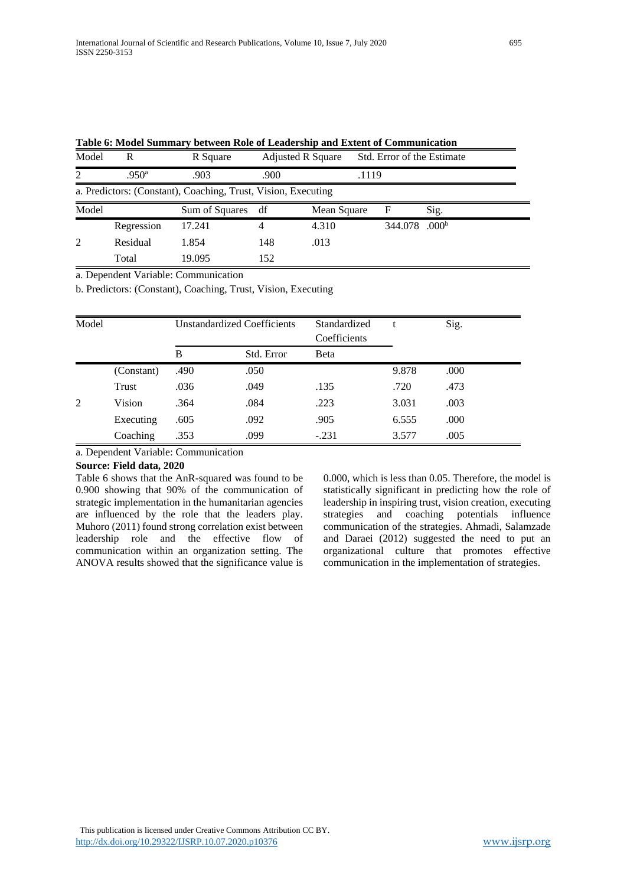**Table 6: Model Summary between Role of Leadership and Extent of Communication**

| Model | R | R Square | Adjusted R Square | Std. Error of the Estimate |
|---|---|---|---|---|
| 2 | .950[a] | .903 | .900 | .1119 |

a. Predictors: (Constant), Coaching, Trust, Vision, Executing

| Model | | Sum of Squares | df | Mean Square | F | Sig. |
|---|---|---|---|---|---|---|
| 2 | Regression | 17.241 | 4 | 4.310 | 344.078 | .000[b] |
| | Residual | 1.854 | 148 | .013 | | |
| | Total | 19.095 | 152 | | | |

a. Dependent Variable: Communication

b. Predictors: (Constant), Coaching, Trust, Vision, Executing

| Model | | Unstandardized Coefficients | | Standardized Coefficients | t | Sig. |
|---|---|---|---|---|---|---|
| | | B | Std. Error | Beta | | |
| 2 | (Constant) | .490 | .050 | | 9.878 | .000 |
| | Trust | .036 | .049 | .135 | .720 | .473 |
| | Vision | .364 | .084 | .223 | 3.031 | .003 |
| | Executing | .605 | .092 | .905 | 6.555 | .000 |
| | Coaching | .353 | .099 | -.231 | 3.577 | .005 |

a. Dependent Variable: Communication

**Source: Field data, 2020**

Table 6 shows that the AnR-squared was found to be 0.900 showing that 90% of the communication of strategic implementation in the humanitarian agencies are influenced by the role that the leaders play. Muhoro (2011) found strong correlation exist between leadership role and the effective flow of communication within an organization setting. The ANOVA results showed that the significance value is 0.000, which is less than 0.05. Therefore, the model is statistically significant in predicting how the role of leadership in inspiring trust, vision creation, executing strategies and coaching potentials influence communication of the strategies. Ahmadi, Salamzade and Daraei (2012) suggested the need to put an organizational culture that promotes effective communication in the implementation of strategies.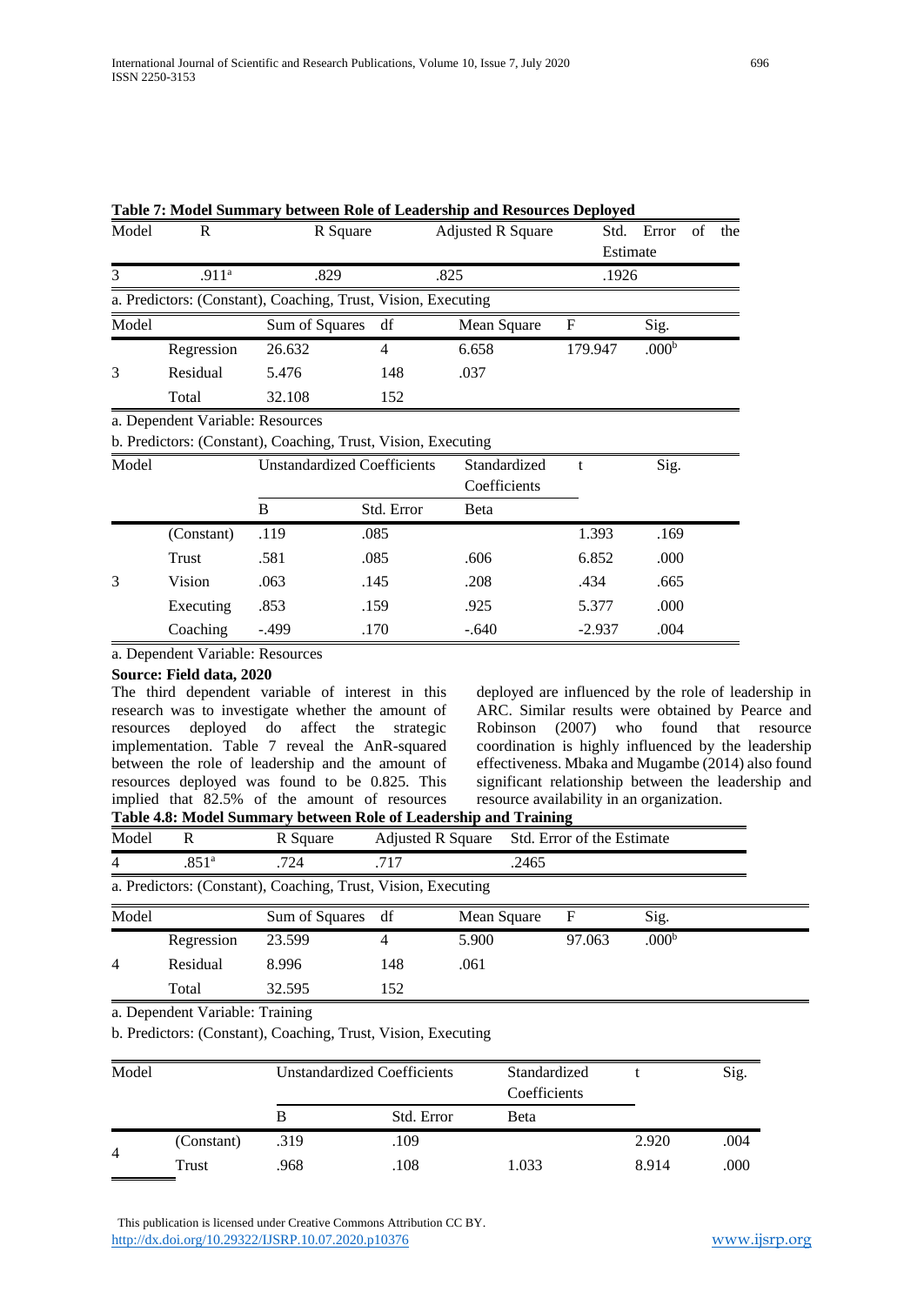**Table 7: Model Summary between Role of Leadership and Resources Deployed**

| Model | R | R Square | Adjusted R Square | Std. Error of the Estimate |
|---|---|---|---|---|
| 3 | .911[a] | .829 | .825 | .1926 |

a. Predictors: (Constant), Coaching, Trust, Vision, Executing

| Model | | Sum of Squares | df | Mean Square | F | Sig. |
|---|---|---|---|---|---|---|
| 3 | Regression | 26.632 | 4 | 6.658 | 179.947 | .000[b] |
| | Residual | 5.476 | 148 | .037 | | |
| | Total | 32.108 | 152 | | | |

a. Dependent Variable: Resources

b. Predictors: (Constant), Coaching, Trust, Vision, Executing

| Model | | Unstandardized Coefficients | | Standardized Coefficients | t | Sig. |
|---|---|---|---|---|---|---|
| | | B | Std. Error | Beta | | |
| 3 | (Constant) | .119 | .085 | | 1.393 | .169 |
| | Trust | .581 | .085 | .606 | 6.852 | .000 |
| | Vision | .063 | .145 | .208 | .434 | .665 |
| | Executing | .853 | .159 | .925 | 5.377 | .000 |
| | Coaching | -.499 | .170 | -.640 | -2.937 | .004 |

a. Dependent Variable: Resources

**Source: Field data, 2020**

The third dependent variable of interest in this research was to investigate whether the amount of resources deployed do affect the strategic implementation. Table 7 reveal the AnR-squared between the role of leadership and the amount of resources deployed was found to be 0.825. This implied that 82.5% of the amount of resources deployed are influenced by the role of leadership in ARC. Similar results were obtained by Pearce and Robinson (2007) who found that resource coordination is highly influenced by the leadership effectiveness. Mbaka and Mugambe (2014) also found significant relationship between the leadership and resource availability in an organization.

**Table 4.8: Model Summary between Role of Leadership and Training**

| Model | R | R Square | Adjusted R Square | Std. Error of the Estimate |
|---|---|---|---|---|
| 4 | .851[a] | .724 | .717 | .2465 |

a. Predictors: (Constant), Coaching, Trust, Vision, Executing

| Model | | Sum of Squares | df | Mean Square | F | Sig. |
|---|---|---|---|---|---|---|
| 4 | Regression | 23.599 | 4 | 5.900 | 97.063 | .000[b] |
| | Residual | 8.996 | 148 | .061 | | |
| | Total | 32.595 | 152 | | | |

a. Dependent Variable: Training

b. Predictors: (Constant), Coaching, Trust, Vision, Executing

| Model | | Unstandardized Coefficients | | Standardized Coefficients | t | Sig. |
|---|---|---|---|---|---|---|
| | | B | Std. Error | Beta | | |
| 4 | (Constant) | .319 | .109 | | 2.920 | .004 |
| | Trust | .968 | .108 | 1.033 | 8.914 | .000 |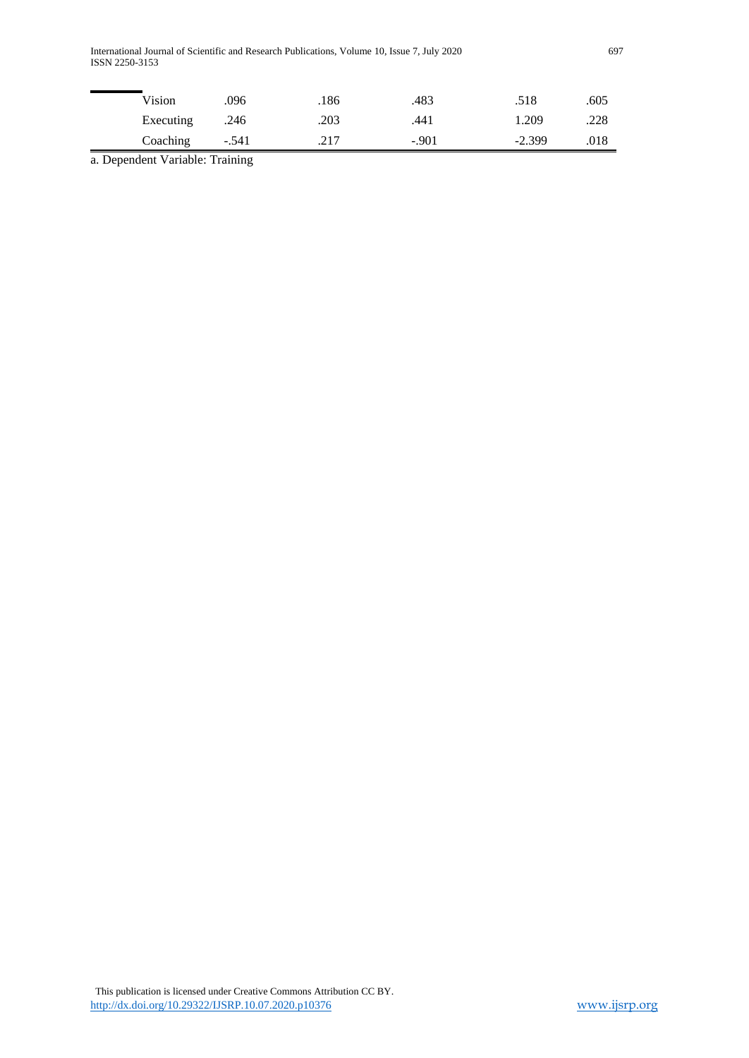| | | | | | |
|---|---|---|---|---|---|
| | Vision | .096 | .186 | .483 | .518 | .605 |
| | Executing | .246 | .203 | .441 | 1.209 | .228 |
| | Coaching | -.541 | .217 | -.901 | -2.399 | .018 |

a. Dependent Variable: Training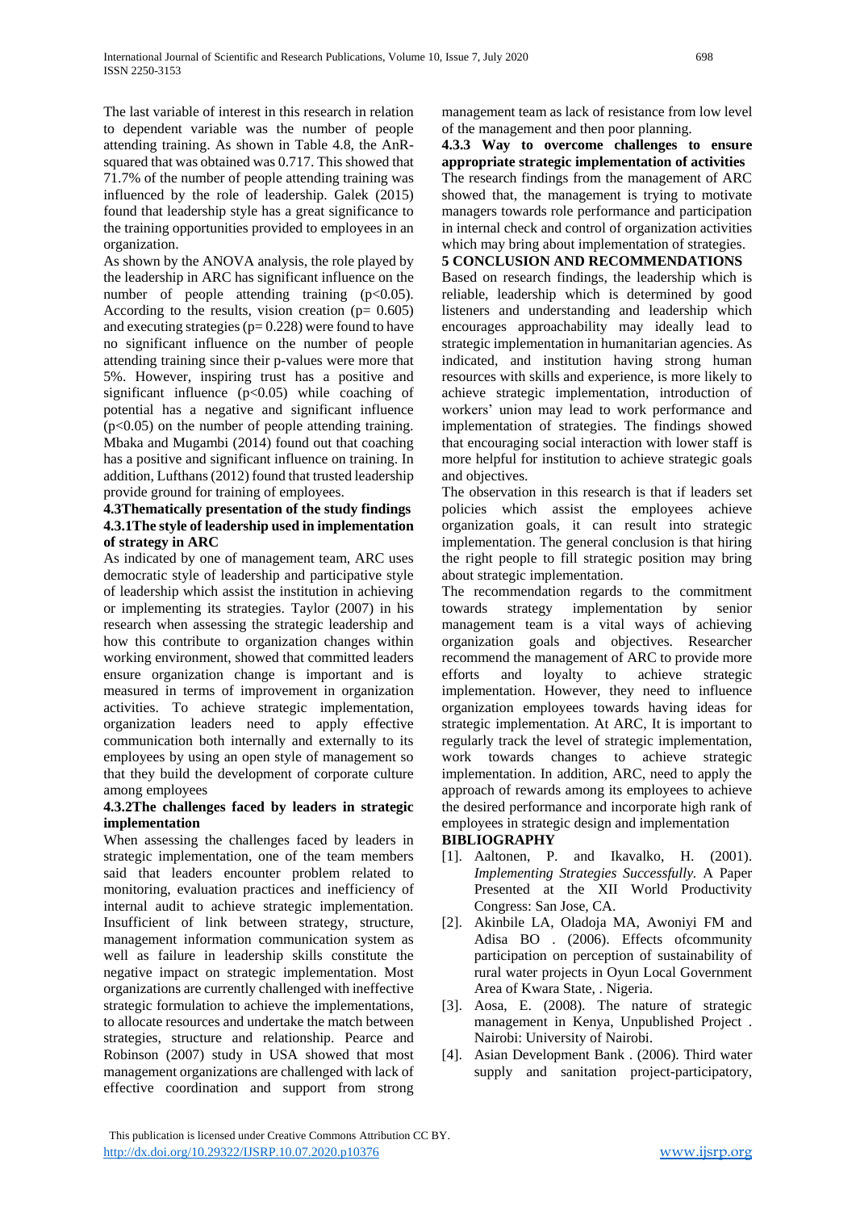The last variable of interest in this research in relation to dependent variable was the number of people attending training. As shown in Table 4.8, the AnR-squared that was obtained was 0.717. This showed that 71.7% of the number of people attending training was influenced by the role of leadership. Galek (2015) found that leadership style has a great significance to the training opportunities provided to employees in an organization.

As shown by the ANOVA analysis, the role played by the leadership in ARC has significant influence on the number of people attending training ($p<0.05$). According to the results, vision creation ($p= 0.605$) and executing strategies ($p= 0.228$) were found to have no significant influence on the number of people attending training since their p-values were more that 5%. However, inspiring trust has a positive and significant influence ($p<0.05$) while coaching of potential has a negative and significant influence ($p<0.05$) on the number of people attending training. Mbaka and Mugambi (2014) found out that coaching has a positive and significant influence on training. In addition, Lufthans (2012) found that trusted leadership provide ground for training of employees.

### 4.3Thematically presentation of the study findings

#### 4.3.1The style of leadership used in implementation of strategy in ARC

As indicated by one of management team, ARC uses democratic style of leadership and participative style of leadership which assist the institution in achieving or implementing its strategies. Taylor (2007) in his research when assessing the strategic leadership and how this contribute to organization changes within working environment, showed that committed leaders ensure organization change is important and is measured in terms of improvement in organization activities. To achieve strategic implementation, organization leaders need to apply effective communication both internally and externally to its employees by using an open style of management so that they build the development of corporate culture among employees

#### 4.3.2The challenges faced by leaders in strategic implementation

When assessing the challenges faced by leaders in strategic implementation, one of the team members said that leaders encounter problem related to monitoring, evaluation practices and inefficiency of internal audit to achieve strategic implementation. Insufficient of link between strategy, structure, management information communication system as well as failure in leadership skills constitute the negative impact on strategic implementation. Most organizations are currently challenged with ineffective strategic formulation to achieve the implementations, to allocate resources and undertake the match between strategies, structure and relationship. Pearce and Robinson (2007) study in USA showed that most management organizations are challenged with lack of effective coordination and support from strong management team as lack of resistance from low level of the management and then poor planning.

#### 4.3.3 Way to overcome challenges to ensure appropriate strategic implementation of activities

The research findings from the management of ARC showed that, the management is trying to motivate managers towards role performance and participation in internal check and control of organization activities which may bring about implementation of strategies.

## 5 CONCLUSION AND RECOMMENDATIONS

Based on research findings, the leadership which is reliable, leadership which is determined by good listeners and understanding and leadership which encourages approachability may ideally lead to strategic implementation in humanitarian agencies. As indicated, and institution having strong human resources with skills and experience, is more likely to achieve strategic implementation, introduction of workers' union may lead to work performance and implementation of strategies. The findings showed that encouraging social interaction with lower staff is more helpful for institution to achieve strategic goals and objectives.

The observation in this research is that if leaders set policies which assist the employees achieve organization goals, it can result into strategic implementation. The general conclusion is that hiring the right people to fill strategic position may bring about strategic implementation.

The recommendation regards to the commitment towards strategy implementation by senior management team is a vital ways of achieving organization goals and objectives. Researcher recommend the management of ARC to provide more efforts and loyalty to achieve strategic implementation. However, they need to influence organization employees towards having ideas for strategic implementation. At ARC, It is important to regularly track the level of strategic implementation, work towards changes to achieve strategic implementation. In addition, ARC, need to apply the approach of rewards among its employees to achieve the desired performance and incorporate high rank of employees in strategic design and implementation

## BIBLIOGRAPHY

[1]. Aaltonen, P. and Ikavalko, H. (2001). *Implementing Strategies Successfully.* A Paper Presented at the XII World Productivity Congress: San Jose, CA.

[2]. Akinbile LA, Oladoja MA, Awoniyi FM and Adisa BO . (2006). Effects ofcommunity participation on perception of sustainability of rural water projects in Oyun Local Government Area of Kwara State, . Nigeria.

[3]. Aosa, E. (2008). The nature of strategic management in Kenya, Unpublished Project . Nairobi: University of Nairobi.

[4]. Asian Development Bank . (2006). Third water supply and sanitation project-participatory,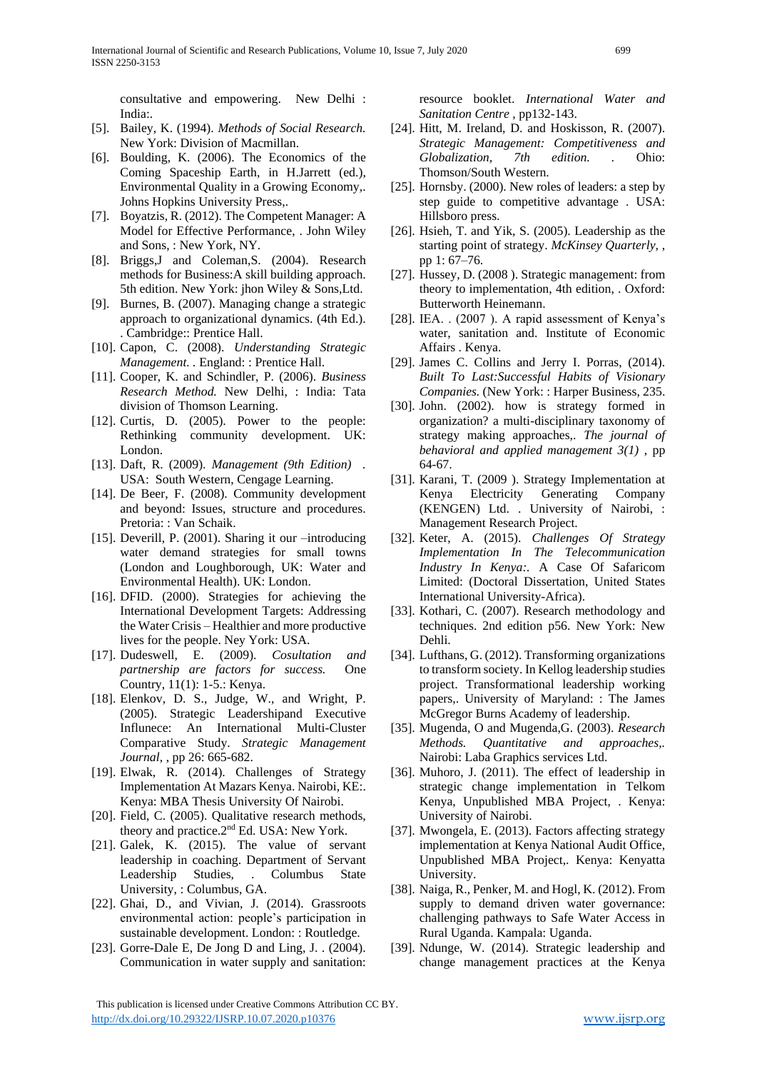consultative and empowering. New Delhi : India:.

[5]. Bailey, K. (1994). *Methods of Social Research.* New York: Division of Macmillan.

[6]. Boulding, K. (2006). The Economics of the Coming Spaceship Earth, in H.Jarrett (ed.), Environmental Quality in a Growing Economy,. Johns Hopkins University Press,.

[7]. Boyatzis, R. (2012). The Competent Manager: A Model for Effective Performance, . John Wiley and Sons, : New York, NY.

[8]. Briggs,J and Coleman,S. (2004). Research methods for Business:A skill building approach. 5th edition. New York: jhon Wiley & Sons,Ltd.

[9]. Burnes, B. (2007). Managing change a strategic approach to organizational dynamics. (4th Ed.). . Cambridge:: Prentice Hall.

[10]. Capon, C. (2008). *Understanding Strategic Management.* . England: : Prentice Hall.

[11]. Cooper, K. and Schindler, P. (2006). *Business Research Method.* New Delhi, : India: Tata division of Thomson Learning.

[12]. Curtis, D. (2005). Power to the people: Rethinking community development. UK: London.

[13]. Daft, R. (2009). *Management (9th Edition)* . USA: South Western, Cengage Learning.

[14]. De Beer, F. (2008). Community development and beyond: Issues, structure and procedures. Pretoria: : Van Schaik.

[15]. Deverill, P. (2001). Sharing it our –introducing water demand strategies for small towns (London and Loughborough, UK: Water and Environmental Health). UK: London.

[16]. DFID. (2000). Strategies for achieving the International Development Targets: Addressing the Water Crisis – Healthier and more productive lives for the people. Ney York: USA.

[17]. Dudeswell, E. (2009). *Cosultation and partnership are factors for success.* One Country, 11(1): 1-5.: Kenya.

[18]. Elenkov, D. S., Judge, W., and Wright, P. (2005). Strategic Leadershipand Executive Influnece: An International Multi-Cluster Comparative Study. *Strategic Management Journal,* , pp 26: 665-682.

[19]. Elwak, R. (2014). Challenges of Strategy Implementation At Mazars Kenya. Nairobi, KE:. Kenya: MBA Thesis University Of Nairobi.

[20]. Field, C. (2005). Qualitative research methods, theory and practice.2nd Ed. USA: New York.

[21]. Galek, K. (2015). The value of servant leadership in coaching. Department of Servant Leadership Studies, . Columbus State University, : Columbus, GA.

[22]. Ghai, D., and Vivian, J. (2014). Grassroots environmental action: people's participation in sustainable development. London: : Routledge.

[23]. Gorre-Dale E, De Jong D and Ling, J. . (2004). Communication in water supply and sanitation: resource booklet. *International Water and Sanitation Centre* , pp132-143.

[24]. Hitt, M. Ireland, D. and Hoskisson, R. (2007). *Strategic Management: Competitiveness and Globalization, 7th edition.* . Ohio: Thomson/South Western.

[25]. Hornsby. (2000). New roles of leaders: a step by step guide to competitive advantage . USA: Hillsboro press.

[26]. Hsieh, T. and Yik, S. (2005). Leadership as the starting point of strategy. *McKinsey Quarterly,* , pp 1: 67–76.

[27]. Hussey, D. (2008 ). Strategic management: from theory to implementation, 4th edition, . Oxford: Butterworth Heinemann.

[28]. IEA. . (2007 ). A rapid assessment of Kenya's water, sanitation and. Institute of Economic Affairs . Kenya.

[29]. James C. Collins and Jerry I. Porras, (2014). *Built To Last:Successful Habits of Visionary Companies.* (New York: : Harper Business, 235.

[30]. John. (2002). how is strategy formed in organization? a multi-disciplinary taxonomy of strategy making approaches,. *The journal of behavioral and applied management 3(1)* , pp 64-67.

[31]. Karani, T. (2009 ). Strategy Implementation at Kenya Electricity Generating Company (KENGEN) Ltd. . University of Nairobi, : Management Research Project.

[32]. Keter, A. (2015). *Challenges Of Strategy Implementation In The Telecommunication Industry In Kenya:.* A Case Of Safaricom Limited: (Doctoral Dissertation, United States International University-Africa).

[33]. Kothari, C. (2007). Research methodology and techniques. 2nd edition p56. New York: New Dehli.

[34]. Lufthans, G. (2012). Transforming organizations to transform society. In Kellog leadership studies project. Transformational leadership working papers,. University of Maryland: : The James McGregor Burns Academy of leadership.

[35]. Mugenda, O and Mugenda,G. (2003). *Research Methods. Quantitative and approaches,.* Nairobi: Laba Graphics services Ltd.

[36]. Muhoro, J. (2011). The effect of leadership in strategic change implementation in Telkom Kenya, Unpublished MBA Project, . Kenya: University of Nairobi.

[37]. Mwongela, E. (2013). Factors affecting strategy implementation at Kenya National Audit Office, Unpublished MBA Project,. Kenya: Kenyatta University.

[38]. Naiga, R., Penker, M. and Hogl, K. (2012). From supply to demand driven water governance: challenging pathways to Safe Water Access in Rural Uganda. Kampala: Uganda.

[39]. Ndunge, W. (2014). Strategic leadership and change management practices at the Kenya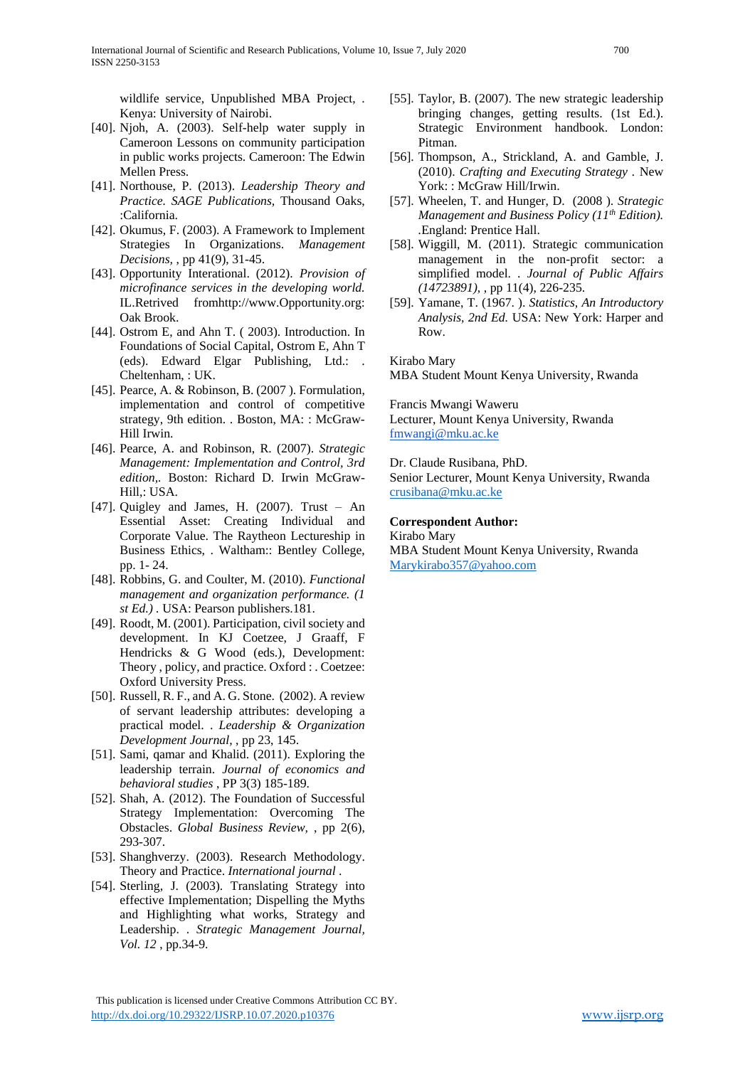wildlife service, Unpublished MBA Project, . Kenya: University of Nairobi.

[40]. Njoh, A. (2003). Self-help water supply in Cameroon Lessons on community participation in public works projects. Cameroon: The Edwin Mellen Press.

[41]. Northouse, P. (2013). *Leadership Theory and Practice. SAGE Publications,* Thousand Oaks, :California.

[42]. Okumus, F. (2003). A Framework to Implement Strategies In Organizations. *Management Decisions,* , pp 41(9), 31-45.

[43]. Opportunity Interational. (2012). *Provision of microfinance services in the developing world.* IL.Retrived fromhttp://www.Opportunity.org: Oak Brook.

[44]. Ostrom E, and Ahn T. ( 2003). Introduction. In Foundations of Social Capital, Ostrom E, Ahn T (eds). Edward Elgar Publishing, Ltd.: . Cheltenham, : UK.

[45]. Pearce, A. & Robinson, B. (2007 ). Formulation, implementation and control of competitive strategy, 9th edition. . Boston, MA: : McGraw-Hill Irwin.

[46]. Pearce, A. and Robinson, R. (2007). *Strategic Management: Implementation and Control, 3rd edition,.* Boston: Richard D. Irwin McGraw-Hill,: USA.

[47]. Quigley and James, H. (2007). Trust – An Essential Asset: Creating Individual and Corporate Value. The Raytheon Lectureship in Business Ethics, . Waltham:: Bentley College, pp. 1- 24.

[48]. Robbins, G. and Coulter, M. (2010). *Functional management and organization performance. (1 st Ed.)* . USA: Pearson publishers.181.

[49]. Roodt, M. (2001). Participation, civil society and development. In KJ Coetzee, J Graaff, F Hendricks & G Wood (eds.), Development: Theory , policy, and practice. Oxford : . Coetzee: Oxford University Press.

[50]. Russell, R. F., and A. G. Stone. (2002). A review of servant leadership attributes: developing a practical model. . *Leadership & Organization Development Journal,* , pp 23, 145.

[51]. Sami, qamar and Khalid. (2011). Exploring the leadership terrain. *Journal of economics and behavioral studies* , PP 3(3) 185-189.

[52]. Shah, A. (2012). The Foundation of Successful Strategy Implementation: Overcoming The Obstacles. *Global Business Review,* , pp 2(6), 293-307.

[53]. Shanghverzy. (2003). Research Methodology. Theory and Practice. *International journal* .

[54]. Sterling, J. (2003). Translating Strategy into effective Implementation; Dispelling the Myths and Highlighting what works, Strategy and Leadership. . *Strategic Management Journal, Vol. 12* , pp.34-9.

[55]. Taylor, B. (2007). The new strategic leadership bringing changes, getting results. (1st Ed.). Strategic Environment handbook. London: Pitman.

[56]. Thompson, A., Strickland, A. and Gamble, J. (2010). *Crafting and Executing Strategy* . New York: : McGraw Hill/Irwin.

[57]. Wheelen, T. and Hunger, D. (2008 ). *Strategic Management and Business Policy (11th Edition).* .England: Prentice Hall.

[58]. Wiggill, M. (2011). Strategic communication management in the non-profit sector: a simplified model. . *Journal of Public Affairs (14723891),* , pp 11(4), 226-235.

[59]. Yamane, T. (1967. ). *Statistics, An Introductory Analysis, 2nd Ed.* USA: New York: Harper and Row.

Kirabo Mary
MBA Student Mount Kenya University, Rwanda

Francis Mwangi Waweru
Lecturer, Mount Kenya University, Rwanda
fmwangi@mku.ac.ke

Dr. Claude Rusibana, PhD.
Senior Lecturer, Mount Kenya University, Rwanda
crusibana@mku.ac.ke

**Correspondent Author:**
Kirabo Mary
MBA Student Mount Kenya University, Rwanda
Marykirabo357@yahoo.com

This publication is licensed under Creative Commons Attribution CC BY.
http://dx.doi.org/10.29322/IJSRP.10.07.2020.p10376